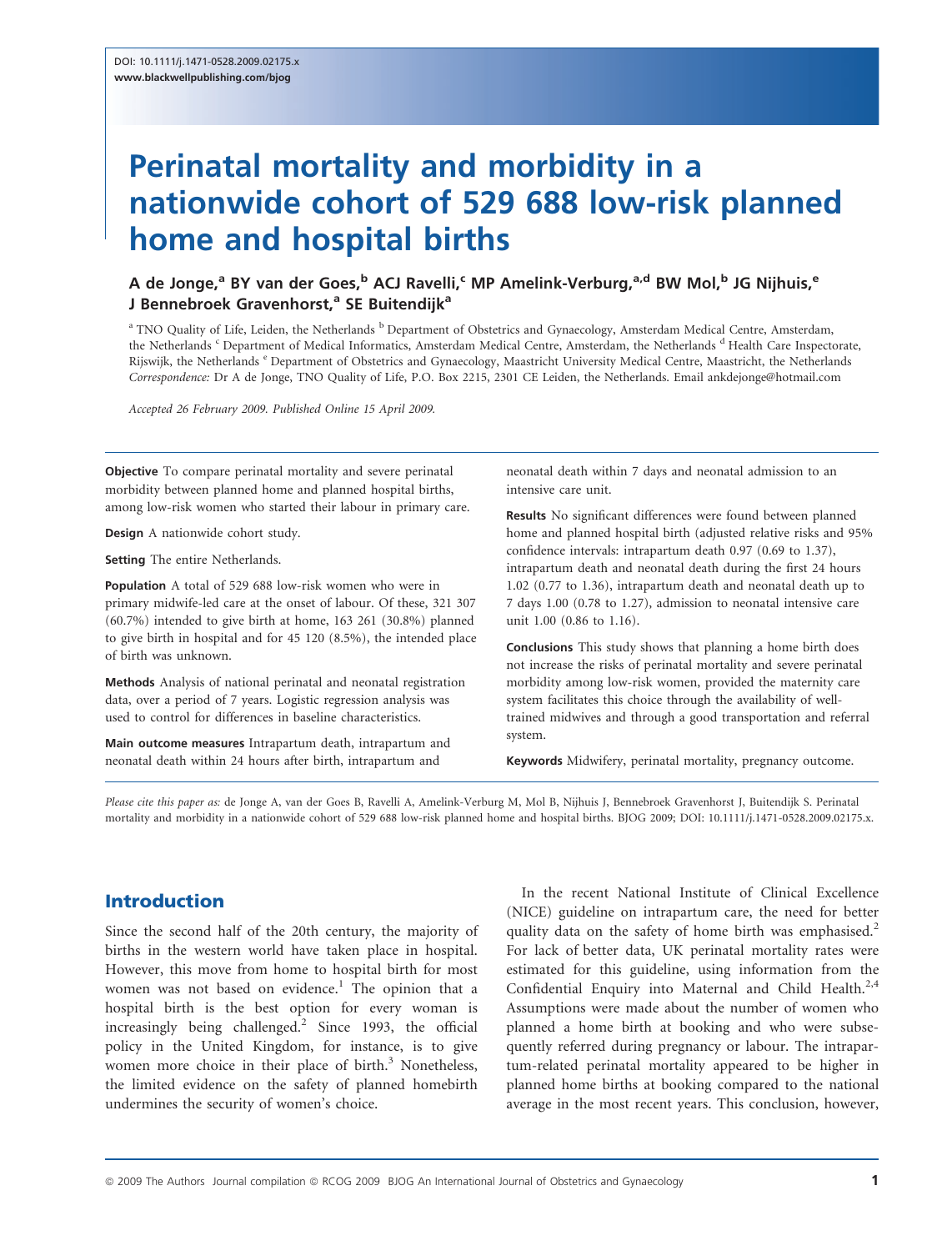DOI: 10.1111/j.1471-0528.2009.02175.x
www.blackwellpublishing.com/bjog

# Perinatal mortality and morbidity in a nationwide cohort of 529 688 low-risk planned home and hospital births

**A de Jonge,[a] BY van der Goes,[b] ACJ Ravelli,[c] MP Amelink-Verburg,[a,d] BW Mol,[b] JG Nijhuis,[e] J Bennebroek Gravenhorst,[a] SE Buitendijk[a]**

[a] TNO Quality of Life, Leiden, the Netherlands [b] Department of Obstetrics and Gynaecology, Amsterdam Medical Centre, Amsterdam, the Netherlands [c] Department of Medical Informatics, Amsterdam Medical Centre, Amsterdam, the Netherlands [d] Health Care Inspectorate, Rijswijk, the Netherlands [e] Department of Obstetrics and Gynaecology, Maastricht University Medical Centre, Maastricht, the Netherlands
*Correspondence:* Dr A de Jonge, TNO Quality of Life, P.O. Box 2215, 2301 CE Leiden, the Netherlands. Email ankdejonge@hotmail.com

*Accepted 26 February 2009. Published Online 15 April 2009.*

**Objective** To compare perinatal mortality and severe perinatal morbidity between planned home and planned hospital births, among low-risk women who started their labour in primary care.

**Design** A nationwide cohort study.

**Setting** The entire Netherlands.

**Population** A total of 529 688 low-risk women who were in primary midwife-led care at the onset of labour. Of these, 321 307 (60.7%) intended to give birth at home, 163 261 (30.8%) planned to give birth in hospital and for 45 120 (8.5%), the intended place of birth was unknown.

**Methods** Analysis of national perinatal and neonatal registration data, over a period of 7 years. Logistic regression analysis was used to control for differences in baseline characteristics.

**Main outcome measures** Intrapartum death, intrapartum and neonatal death within 24 hours after birth, intrapartum and neonatal death within 7 days and neonatal admission to an intensive care unit.

**Results** No significant differences were found between planned home and planned hospital birth (adjusted relative risks and 95% confidence intervals: intrapartum death 0.97 (0.69 to 1.37), intrapartum death and neonatal death during the first 24 hours 1.02 (0.77 to 1.36), intrapartum death and neonatal death up to 7 days 1.00 (0.78 to 1.27), admission to neonatal intensive care unit 1.00 (0.86 to 1.16).

**Conclusions** This study shows that planning a home birth does not increase the risks of perinatal mortality and severe perinatal morbidity among low-risk women, provided the maternity care system facilitates this choice through the availability of well-trained midwives and through a good transportation and referral system.

**Keywords** Midwifery, perinatal mortality, pregnancy outcome.

*Please cite this paper as:* de Jonge A, van der Goes B, Ravelli A, Amelink-Verburg M, Mol B, Nijhuis J, Bennebroek Gravenhorst J, Buitendijk S. Perinatal mortality and morbidity in a nationwide cohort of 529 688 low-risk planned home and hospital births. BJOG 2009; DOI: 10.1111/j.1471-0528.2009.02175.x.

## Introduction

Since the second half of the 20th century, the majority of births in the western world have taken place in hospital. However, this move from home to hospital birth for most women was not based on evidence.[1] The opinion that a hospital birth is the best option for every woman is increasingly being challenged.[2] Since 1993, the official policy in the United Kingdom, for instance, is to give women more choice in their place of birth.[3] Nonetheless, the limited evidence on the safety of planned homebirth undermines the security of women's choice.

In the recent National Institute of Clinical Excellence (NICE) guideline on intrapartum care, the need for better quality data on the safety of home birth was emphasised.[2] For lack of better data, UK perinatal mortality rates were estimated for this guideline, using information from the Confidential Enquiry into Maternal and Child Health.[2,4] Assumptions were made about the number of women who planned a home birth at booking and who were subsequently referred during pregnancy or labour. The intrapartum-related perinatal mortality appeared to be higher in planned home births at booking compared to the national average in the most recent years. This conclusion, however,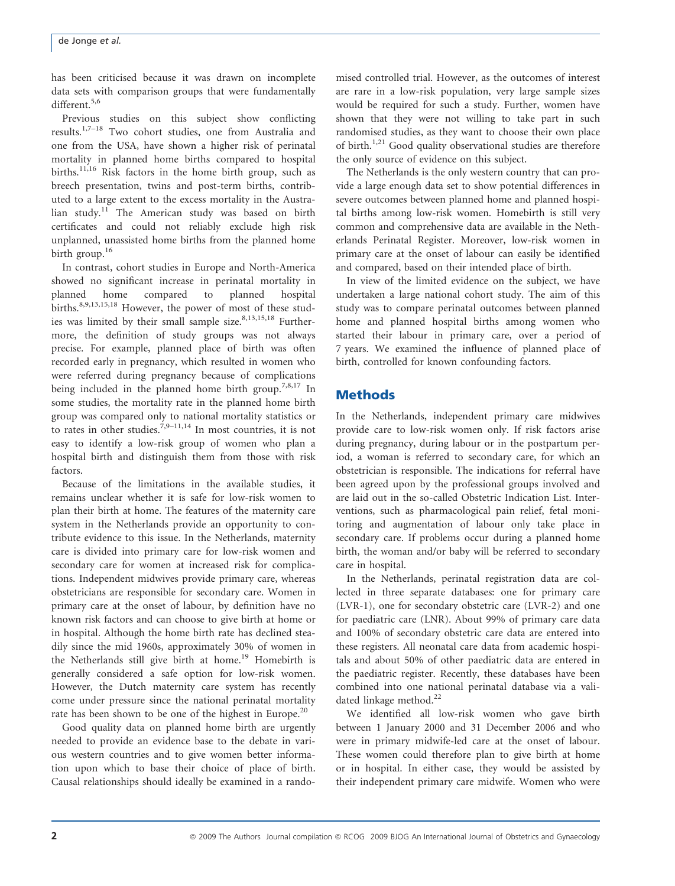has been criticised because it was drawn on incomplete data sets with comparison groups that were fundamentally different.[5,6]

Previous studies on this subject show conflicting results.[1,7–18] Two cohort studies, one from Australia and one from the USA, have shown a higher risk of perinatal mortality in planned home births compared to hospital births.[11,16] Risk factors in the home birth group, such as breech presentation, twins and post-term births, contributed to a large extent to the excess mortality in the Australian study.[11] The American study was based on birth certificates and could not reliably exclude high risk unplanned, unassisted home births from the planned home birth group.[16]

In contrast, cohort studies in Europe and North-America showed no significant increase in perinatal mortality in planned home compared to planned hospital births.[8,9,13,15,18] However, the power of most of these studies was limited by their small sample size.[8,13,15,18] Furthermore, the definition of study groups was not always precise. For example, planned place of birth was often recorded early in pregnancy, which resulted in women who were referred during pregnancy because of complications being included in the planned home birth group.[7,8,17] In some studies, the mortality rate in the planned home birth group was compared only to national mortality statistics or to rates in other studies.[7,9–11,14] In most countries, it is not easy to identify a low-risk group of women who plan a hospital birth and distinguish them from those with risk factors.

Because of the limitations in the available studies, it remains unclear whether it is safe for low-risk women to plan their birth at home. The features of the maternity care system in the Netherlands provide an opportunity to contribute evidence to this issue. In the Netherlands, maternity care is divided into primary care for low-risk women and secondary care for women at increased risk for complications. Independent midwives provide primary care, whereas obstetricians are responsible for secondary care. Women in primary care at the onset of labour, by definition have no known risk factors and can choose to give birth at home or in hospital. Although the home birth rate has declined steadily since the mid 1960s, approximately 30% of women in the Netherlands still give birth at home.[19] Homebirth is generally considered a safe option for low-risk women. However, the Dutch maternity care system has recently come under pressure since the national perinatal mortality rate has been shown to be one of the highest in Europe.[20]

Good quality data on planned home birth are urgently needed to provide an evidence base to the debate in various western countries and to give women better information upon which to base their choice of place of birth. Causal relationships should ideally be examined in a randomised controlled trial. However, as the outcomes of interest are rare in a low-risk population, very large sample sizes would be required for such a study. Further, women have shown that they were not willing to take part in such randomised studies, as they want to choose their own place of birth.[1,21] Good quality observational studies are therefore the only source of evidence on this subject.

The Netherlands is the only western country that can provide a large enough data set to show potential differences in severe outcomes between planned home and planned hospital births among low-risk women. Homebirth is still very common and comprehensive data are available in the Netherlands Perinatal Register. Moreover, low-risk women in primary care at the onset of labour can easily be identified and compared, based on their intended place of birth.

In view of the limited evidence on the subject, we have undertaken a large national cohort study. The aim of this study was to compare perinatal outcomes between planned home and planned hospital births among women who started their labour in primary care, over a period of 7 years. We examined the influence of planned place of birth, controlled for known confounding factors.

## Methods

In the Netherlands, independent primary care midwives provide care to low-risk women only. If risk factors arise during pregnancy, during labour or in the postpartum period, a woman is referred to secondary care, for which an obstetrician is responsible. The indications for referral have been agreed upon by the professional groups involved and are laid out in the so-called Obstetric Indication List. Interventions, such as pharmacological pain relief, fetal monitoring and augmentation of labour only take place in secondary care. If problems occur during a planned home birth, the woman and/or baby will be referred to secondary care in hospital.

In the Netherlands, perinatal registration data are collected in three separate databases: one for primary care (LVR-1), one for secondary obstetric care (LVR-2) and one for paediatric care (LNR). About 99% of primary care data and 100% of secondary obstetric care data are entered into these registers. All neonatal care data from academic hospitals and about 50% of other paediatric data are entered in the paediatric register. Recently, these databases have been combined into one national perinatal database via a validated linkage method.[22]

We identified all low-risk women who gave birth between 1 January 2000 and 31 December 2006 and who were in primary midwife-led care at the onset of labour. These women could therefore plan to give birth at home or in hospital. In either case, they would be assisted by their independent primary care midwife. Women who were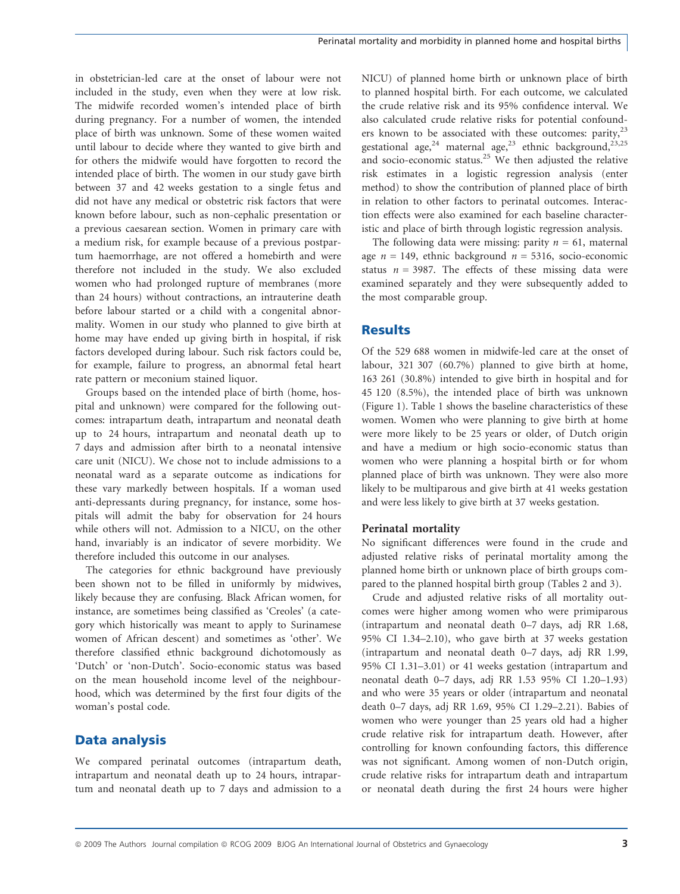in obstetrician-led care at the onset of labour were not included in the study, even when they were at low risk. The midwife recorded women's intended place of birth during pregnancy. For a number of women, the intended place of birth was unknown. Some of these women waited until labour to decide where they wanted to give birth and for others the midwife would have forgotten to record the intended place of birth. The women in our study gave birth between 37 and 42 weeks gestation to a single fetus and did not have any medical or obstetric risk factors that were known before labour, such as non-cephalic presentation or a previous caesarean section. Women in primary care with a medium risk, for example because of a previous postpartum haemorrhage, are not offered a homebirth and were therefore not included in the study. We also excluded women who had prolonged rupture of membranes (more than 24 hours) without contractions, an intrauterine death before labour started or a child with a congenital abnormality. Women in our study who planned to give birth at home may have ended up giving birth in hospital, if risk factors developed during labour. Such risk factors could be, for example, failure to progress, an abnormal fetal heart rate pattern or meconium stained liquor.

Groups based on the intended place of birth (home, hospital and unknown) were compared for the following outcomes: intrapartum death, intrapartum and neonatal death up to 24 hours, intrapartum and neonatal death up to 7 days and admission after birth to a neonatal intensive care unit (NICU). We chose not to include admissions to a neonatal ward as a separate outcome as indications for these vary markedly between hospitals. If a woman used anti-depressants during pregnancy, for instance, some hospitals will admit the baby for observation for 24 hours while others will not. Admission to a NICU, on the other hand, invariably is an indicator of severe morbidity. We therefore included this outcome in our analyses.

The categories for ethnic background have previously been shown not to be filled in uniformly by midwives, likely because they are confusing. Black African women, for instance, are sometimes being classified as 'Creoles' (a category which historically was meant to apply to Surinamese women of African descent) and sometimes as 'other'. We therefore classified ethnic background dichotomously as 'Dutch' or 'non-Dutch'. Socio-economic status was based on the mean household income level of the neighbourhood, which was determined by the first four digits of the woman's postal code.

## Data analysis

We compared perinatal outcomes (intrapartum death, intrapartum and neonatal death up to 24 hours, intrapartum and neonatal death up to 7 days and admission to a NICU) of planned home birth or unknown place of birth to planned hospital birth. For each outcome, we calculated the crude relative risk and its 95% confidence interval. We also calculated crude relative risks for potential confounders known to be associated with these outcomes: parity,[23] gestational age,[24] maternal age,[23] ethnic background,[23,25] and socio-economic status.[25] We then adjusted the relative risk estimates in a logistic regression analysis (enter method) to show the contribution of planned place of birth in relation to other factors to perinatal outcomes. Interaction effects were also examined for each baseline characteristic and place of birth through logistic regression analysis.

The following data were missing: parity $n = 61$, maternal age $n = 149$, ethnic background $n = 5316$, socio-economic status $n = 3987$. The effects of these missing data were examined separately and they were subsequently added to the most comparable group.

## Results

Of the 529 688 women in midwife-led care at the onset of labour, 321 307 (60.7%) planned to give birth at home, 163 261 (30.8%) intended to give birth in hospital and for 45 120 (8.5%), the intended place of birth was unknown (Figure 1). Table 1 shows the baseline characteristics of these women. Women who were planning to give birth at home were more likely to be 25 years or older, of Dutch origin and have a medium or high socio-economic status than women who were planning a hospital birth or for whom planned place of birth was unknown. They were also more likely to be multiparous and give birth at 41 weeks gestation and were less likely to give birth at 37 weeks gestation.

### Perinatal mortality

No significant differences were found in the crude and adjusted relative risks of perinatal mortality among the planned home birth or unknown place of birth groups compared to the planned hospital birth group (Tables 2 and 3).

Crude and adjusted relative risks of all mortality outcomes were higher among women who were primiparous (intrapartum and neonatal death 0–7 days, adj RR 1.68, 95% CI 1.34–2.10), who gave birth at 37 weeks gestation (intrapartum and neonatal death 0–7 days, adj RR 1.99, 95% CI 1.31–3.01) or 41 weeks gestation (intrapartum and neonatal death 0–7 days, adj RR 1.53 95% CI 1.20–1.93) and who were 35 years or older (intrapartum and neonatal death 0–7 days, adj RR 1.69, 95% CI 1.29–2.21). Babies of women who were younger than 25 years old had a higher crude relative risk for intrapartum death. However, after controlling for known confounding factors, this difference was not significant. Among women of non-Dutch origin, crude relative risks for intrapartum death and intrapartum or neonatal death during the first 24 hours were higher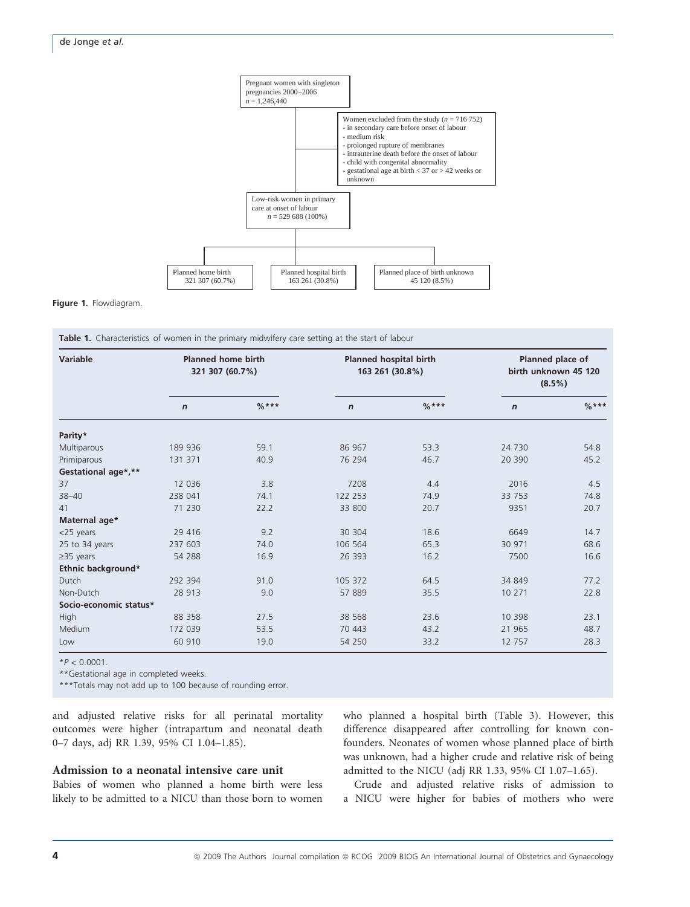Pregnant women with singleton pregnancies 2000–2006
$n$ = 1,246,440

Women excluded from the study ($n$ = 716 752)
- in secondary care before onset of labour
- medium risk
- prolonged rupture of membranes
- intrauterine death before the onset of labour
- child with congenital abnormality
- gestational age at birth < 37 or > 42 weeks or unknown

Low-risk women in primary care at onset of labour
$n$ = 529 688 (100%)

Planned home birth 321 307 (60.7%)

Planned hospital birth 163 261 (30.8%)

Planned place of birth unknown 45 120 (8.5%)

**Figure 1.** Flowdiagram.

**Table 1.** Characteristics of women in the primary midwifery care setting at the start of labour

| Variable | Planned home birth 321 307 (60.7%) | | Planned hospital birth 163 261 (30.8%) | | Planned place of birth unknown 45 120 (8.5%) | |
|---|---|---|---|---|---|---|
| | *n* | %*** | *n* | %*** | *n* | %*** |
| **Parity*** | | | | | | |
| Multiparous | 189 936 | 59.1 | 86 967 | 53.3 | 24 730 | 54.8 |
| Primiparous | 131 371 | 40.9 | 76 294 | 46.7 | 20 390 | 45.2 |
| **Gestational age*,**** | | | | | | |
| 37 | 12 036 | 3.8 | 7208 | 4.4 | 2016 | 4.5 |
| 38–40 | 238 041 | 74.1 | 122 253 | 74.9 | 33 753 | 74.8 |
| 41 | 71 230 | 22.2 | 33 800 | 20.7 | 9351 | 20.7 |
| **Maternal age*** | | | | | | |
| <25 years | 29 416 | 9.2 | 30 304 | 18.6 | 6649 | 14.7 |
| 25 to 34 years | 237 603 | 74.0 | 106 564 | 65.3 | 30 971 | 68.6 |
| ≥35 years | 54 288 | 16.9 | 26 393 | 16.2 | 7500 | 16.6 |
| **Ethnic background*** | | | | | | |
| Dutch | 292 394 | 91.0 | 105 372 | 64.5 | 34 849 | 77.2 |
| Non-Dutch | 28 913 | 9.0 | 57 889 | 35.5 | 10 271 | 22.8 |
| **Socio-economic status*** | | | | | | |
| High | 88 358 | 27.5 | 38 568 | 23.6 | 10 398 | 23.1 |
| Medium | 172 039 | 53.5 | 70 443 | 43.2 | 21 965 | 48.7 |
| Low | 60 910 | 19.0 | 54 250 | 33.2 | 12 757 | 28.3 |

*$P < 0.0001$.
**Gestational age in completed weeks.
***Totals may not add up to 100 because of rounding error.

and adjusted relative risks for all perinatal mortality outcomes were higher (intrapartum and neonatal death 0–7 days, adj RR 1.39, 95% CI 1.04–1.85).

### Admission to a neonatal intensive care unit

Babies of women who planned a home birth were less likely to be admitted to a NICU than those born to women who planned a hospital birth (Table 3). However, this difference disappeared after controlling for known confounders. Neonates of women whose planned place of birth was unknown, had a higher crude and relative risk of being admitted to the NICU (adj RR 1.33, 95% CI 1.07–1.65).

Crude and adjusted relative risks of admission to a NICU were higher for babies of mothers who were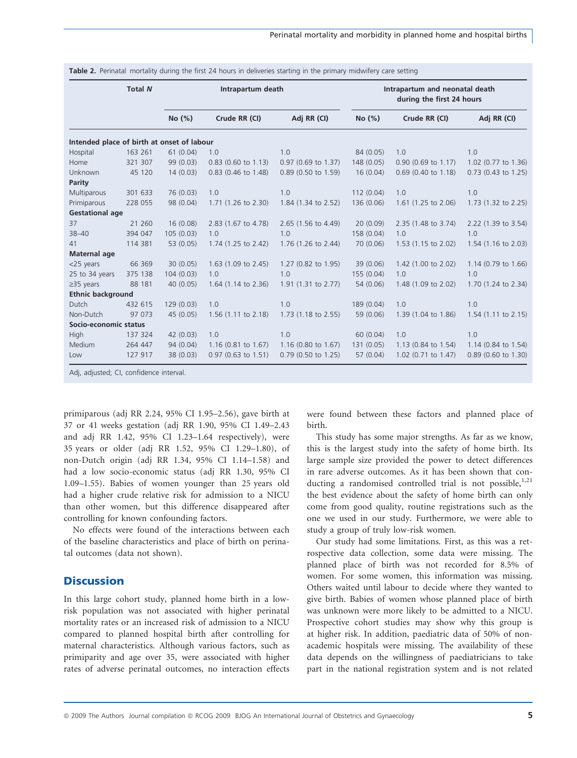**Table 2.** Perinatal mortality during the first 24 hours in deliveries starting in the primary midwifery care setting

| | Total *N* | Intrapartum death | | | Intrapartum and neonatal death during the first 24 hours | | |
|---|---|---|---|---|---|---|---|
| | | No (%) | Crude RR (CI) | Adj RR (CI) | No (%) | Crude RR (CI) | Adj RR (CI) |
| **Intended place of birth at onset of labour** | | | | | | | |
| Hospital | 163 261 | 61 (0.04) | 1.0 | 1.0 | 84 (0.05) | 1.0 | 1.0 |
| Home | 321 307 | 99 (0.03) | 0.83 (0.60 to 1.13) | 0.97 (0.69 to 1.37) | 148 (0.05) | 0.90 (0.69 to 1.17) | 1.02 (0.77 to 1.36) |
| Unknown | 45 120 | 14 (0.03) | 0.83 (0.46 to 1.48) | 0.89 (0.50 to 1.59) | 16 (0.04) | 0.69 (0.40 to 1.18) | 0.73 (0.43 to 1.25) |
| **Parity** | | | | | | | |
| Multiparous | 301 633 | 76 (0.03) | 1.0 | 1.0 | 112 (0.04) | 1.0 | 1.0 |
| Primiparous | 228 055 | 98 (0.04) | 1.71 (1.26 to 2.30) | 1.84 (1.34 to 2.52) | 136 (0.06) | 1.61 (1.25 to 2.06) | 1.73 (1.32 to 2.25) |
| **Gestational age** | | | | | | | |
| 37 | 21 260 | 16 (0.08) | 2.83 (1.67 to 4.78) | 2.65 (1.56 to 4.49) | 20 (0.09) | 2.35 (1.48 to 3.74) | 2.22 (1.39 to 3.54) |
| 38–40 | 394 047 | 105 (0.03) | 1.0 | 1.0 | 158 (0.04) | 1.0 | 1.0 |
| 41 | 114 381 | 53 (0.05) | 1.74 (1.25 to 2.42) | 1.76 (1.26 to 2.44) | 70 (0.06) | 1.53 (1.15 to 2.02) | 1.54 (1.16 to 2.03) |
| **Maternal age** | | | | | | | |
| <25 years | 66 369 | 30 (0.05) | 1.63 (1.09 to 2.45) | 1.27 (0.82 to 1.95) | 39 (0.06) | 1.42 (1.00 to 2.02) | 1.14 (0.79 to 1.66) |
| 25 to 34 years | 375 138 | 104 (0.03) | 1.0 | 1.0 | 155 (0.04) | 1.0 | 1.0 |
| ≥35 years | 88 181 | 40 (0.05) | 1.64 (1.14 to 2.36) | 1.91 (1.31 to 2.77) | 54 (0.06) | 1.48 (1.09 to 2.02) | 1.70 (1.24 to 2.34) |
| **Ethnic background** | | | | | | | |
| Dutch | 432 615 | 129 (0.03) | 1.0 | 1.0 | 189 (0.04) | 1.0 | 1.0 |
| Non-Dutch | 97 073 | 45 (0.05) | 1.56 (1.11 to 2.18) | 1.73 (1.18 to 2.55) | 59 (0.06) | 1.39 (1.04 to 1.86) | 1.54 (1.11 to 2.15) |
| **Socio-economic status** | | | | | | | |
| High | 137 324 | 42 (0.03) | 1.0 | 1.0 | 60 (0.04) | 1.0 | 1.0 |
| Medium | 264 447 | 94 (0.04) | 1.16 (0.81 to 1.67) | 1.16 (0.80 to 1.67) | 131 (0.05) | 1.13 (0.84 to 1.54) | 1.14 (0.84 to 1.54) |
| Low | 127 917 | 38 (0.03) | 0.97 (0.63 to 1.51) | 0.79 (0.50 to 1.25) | 57 (0.04) | 1.02 (0.71 to 1.47) | 0.89 (0.60 to 1.30) |

Adj, adjusted; CI, confidence interval.

primiparous (adj RR 2.24, 95% CI 1.95–2.56), gave birth at 37 or 41 weeks gestation (adj RR 1.90, 95% CI 1.49–2.43 and adj RR 1.42, 95% CI 1.23–1.64 respectively), were 35 years or older (adj RR 1.52, 95% CI 1.29–1.80), of non-Dutch origin (adj RR 1.34, 95% CI 1.14–1.58) and had a low socio-economic status (adj RR 1.30, 95% CI 1.09–1.55). Babies of women younger than 25 years old had a higher crude relative risk for admission to a NICU than other women, but this difference disappeared after controlling for known confounding factors.

No effects were found of the interactions between each of the baseline characteristics and place of birth on perinatal outcomes (data not shown).

## Discussion

In this large cohort study, planned home birth in a low-risk population was not associated with higher perinatal mortality rates or an increased risk of admission to a NICU compared to planned hospital birth after controlling for maternal characteristics. Although various factors, such as primiparity and age over 35, were associated with higher rates of adverse perinatal outcomes, no interaction effects were found between these factors and planned place of birth.

This study has some major strengths. As far as we know, this is the largest study into the safety of home birth. Its large sample size provided the power to detect differences in rare adverse outcomes. As it has been shown that conducting a randomised controlled trial is not possible,[1,21] the best evidence about the safety of home birth can only come from good quality, routine registrations such as the one we used in our study. Furthermore, we were able to study a group of truly low-risk women.

Our study had some limitations. First, as this was a retrospective data collection, some data were missing. The planned place of birth was not recorded for 8.5% of women. For some women, this information was missing. Others waited until labour to decide where they wanted to give birth. Babies of women whose planned place of birth was unknown were more likely to be admitted to a NICU. Prospective cohort studies may show why this group is at higher risk. In addition, paediatric data of 50% of non-academic hospitals were missing. The availability of these data depends on the willingness of paediatricians to take part in the national registration system and is not related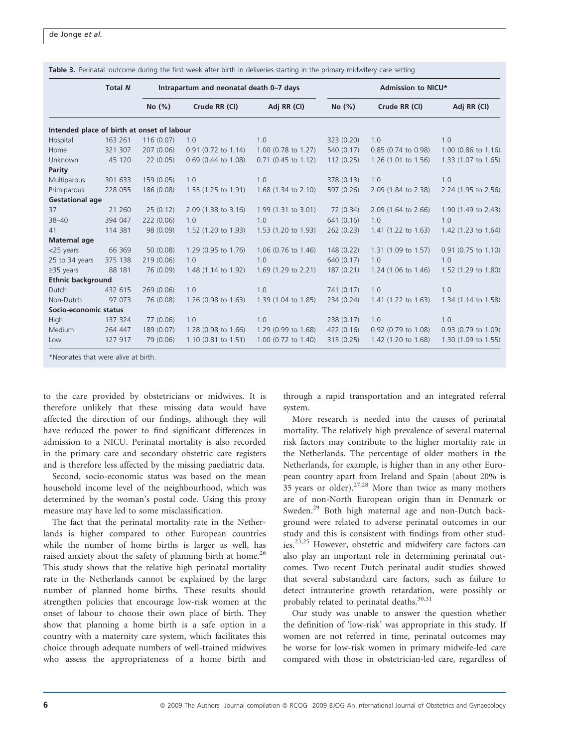**Table 3.** Perinatal outcome during the first week after birth in deliveries starting in the primary midwifery care setting

| | Total N | Intrapartum and neonatal death 0–7 days | | | Admission to NICU* | | |
|---|---|---|---|---|---|---|---|
| | | No (%) | Crude RR (CI) | Adj RR (CI) | No (%) | Crude RR (CI) | Adj RR (CI) |
| **Intended place of birth at onset of labour** | | | | | | | |
| Hospital | 163 261 | 116 (0.07) | 1.0 | 1.0 | 323 (0.20) | 1.0 | 1.0 |
| Home | 321 307 | 207 (0.06) | 0.91 (0.72 to 1.14) | 1.00 (0.78 to 1.27) | 540 (0.17) | 0.85 (0.74 to 0.98) | 1.00 (0.86 to 1.16) |
| Unknown | 45 120 | 22 (0.05) | 0.69 (0.44 to 1.08) | 0.71 (0.45 to 1.12) | 112 (0.25) | 1.26 (1.01 to 1.56) | 1.33 (1.07 to 1.65) |
| **Parity** | | | | | | | |
| Multiparous | 301 633 | 159 (0.05) | 1.0 | 1.0 | 378 (0.13) | 1.0 | 1.0 |
| Primiparous | 228 055 | 186 (0.08) | 1.55 (1.25 to 1.91) | 1.68 (1.34 to 2.10) | 597 (0.26) | 2.09 (1.84 to 2.38) | 2.24 (1.95 to 2.56) |
| **Gestational age** | | | | | | | |
| 37 | 21 260 | 25 (0.12) | 2.09 (1.38 to 3.16) | 1.99 (1.31 to 3.01) | 72 (0.34) | 2.09 (1.64 to 2.66) | 1.90 (1.49 to 2.43) |
| 38–40 | 394 047 | 222 (0.06) | 1.0 | 1.0 | 641 (0.16) | 1.0 | 1.0 |
| 41 | 114 381 | 98 (0.09) | 1.52 (1.20 to 1.93) | 1.53 (1.20 to 1.93) | 262 (0.23) | 1.41 (1.22 to 1.63) | 1.42 (1.23 to 1.64) |
| **Maternal age** | | | | | | | |
| <25 years | 66 369 | 50 (0.08) | 1.29 (0.95 to 1.76) | 1.06 (0.76 to 1.46) | 148 (0.22) | 1.31 (1.09 to 1.57) | 0.91 (0.75 to 1.10) |
| 25 to 34 years | 375 138 | 219 (0.06) | 1.0 | 1.0 | 640 (0.17) | 1.0 | 1.0 |
| ≥35 years | 88 181 | 76 (0.09) | 1.48 (1.14 to 1.92) | 1.69 (1.29 to 2.21) | 187 (0.21) | 1.24 (1.06 to 1.46) | 1.52 (1.29 to 1.80) |
| **Ethnic background** | | | | | | | |
| Dutch | 432 615 | 269 (0.06) | 1.0 | 1.0 | 741 (0.17) | 1.0 | 1.0 |
| Non-Dutch | 97 073 | 76 (0.08) | 1.26 (0.98 to 1.63) | 1.39 (1.04 to 1.85) | 234 (0.24) | 1.41 (1.22 to 1.63) | 1.34 (1.14 to 1.58) |
| **Socio-economic status** | | | | | | | |
| High | 137 324 | 77 (0.06) | 1.0 | 1.0 | 238 (0.17) | 1.0 | 1.0 |
| Medium | 264 447 | 189 (0.07) | 1.28 (0.98 to 1.66) | 1.29 (0.99 to 1.68) | 422 (0.16) | 0.92 (0.79 to 1.08) | 0.93 (0.79 to 1.09) |
| Low | 127 917 | 79 (0.06) | 1.10 (0.81 to 1.51) | 1.00 (0.72 to 1.40) | 315 (0.25) | 1.42 (1.20 to 1.68) | 1.30 (1.09 to 1.55) |

*Neonates that were alive at birth.

to the care provided by obstetricians or midwives. It is therefore unlikely that these missing data would have affected the direction of our findings, although they will have reduced the power to find significant differences in admission to a NICU. Perinatal mortality is also recorded in the primary care and secondary obstetric care registers and is therefore less affected by the missing paediatric data.

Second, socio-economic status was based on the mean household income level of the neighbourhood, which was determined by the woman's postal code. Using this proxy measure may have led to some misclassification.

The fact that the perinatal mortality rate in the Netherlands is higher compared to other European countries while the number of home births is larger as well, has raised anxiety about the safety of planning birth at home.[26] This study shows that the relative high perinatal mortality rate in the Netherlands cannot be explained by the large number of planned home births. These results should strengthen policies that encourage low-risk women at the onset of labour to choose their own place of birth. They show that planning a home birth is a safe option in a country with a maternity care system, which facilitates this choice through adequate numbers of well-trained midwives who assess the appropriateness of a home birth and through a rapid transportation and an integrated referral system.

More research is needed into the causes of perinatal mortality. The relatively high prevalence of several maternal risk factors may contribute to the higher mortality rate in the Netherlands. The percentage of older mothers in the Netherlands, for example, is higher than in any other European country apart from Ireland and Spain (about 20% is 35 years or older).[27,28] More than twice as many mothers are of non-North European origin than in Denmark or Sweden.[29] Both high maternal age and non-Dutch background were related to adverse perinatal outcomes in our study and this is consistent with findings from other studies.[23,25] However, obstetric and midwifery care factors can also play an important role in determining perinatal outcomes. Two recent Dutch perinatal audit studies showed that several substandard care factors, such as failure to detect intrauterine growth retardation, were possibly or probably related to perinatal deaths.[30,31]

Our study was unable to answer the question whether the definition of 'low-risk' was appropriate in this study. If women are not referred in time, perinatal outcomes may be worse for low-risk women in primary midwife-led care compared with those in obstetrician-led care, regardless of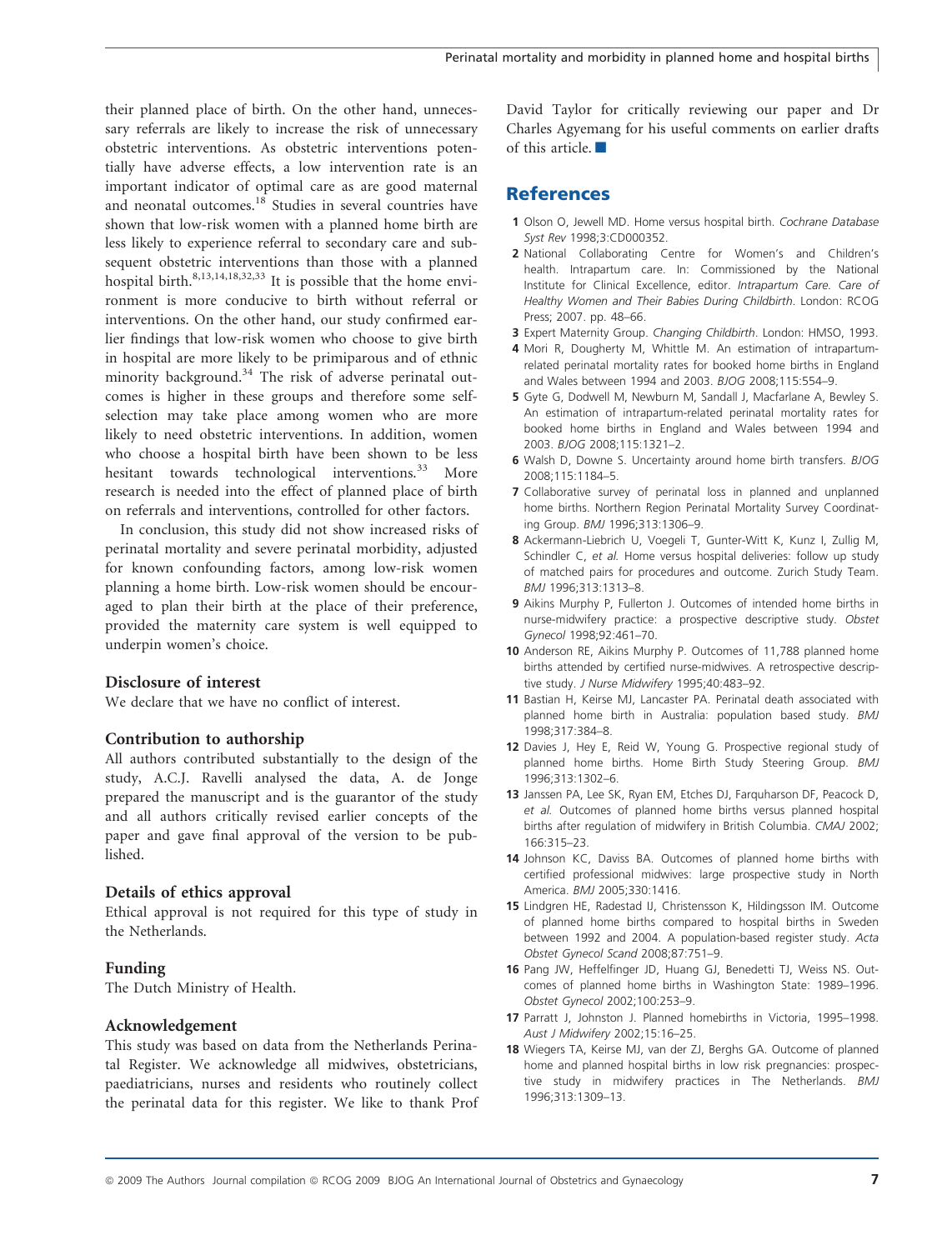their planned place of birth. On the other hand, unnecessary referrals are likely to increase the risk of unnecessary obstetric interventions. As obstetric interventions potentially have adverse effects, a low intervention rate is an important indicator of optimal care as are good maternal and neonatal outcomes.[18] Studies in several countries have shown that low-risk women with a planned home birth are less likely to experience referral to secondary care and subsequent obstetric interventions than those with a planned hospital birth.[8,13,14,18,32,33] It is possible that the home environment is more conducive to birth without referral or interventions. On the other hand, our study confirmed earlier findings that low-risk women who choose to give birth in hospital are more likely to be primiparous and of ethnic minority background.[34] The risk of adverse perinatal outcomes is higher in these groups and therefore some self-selection may take place among women who are more likely to need obstetric interventions. In addition, women who choose a hospital birth have been shown to be less hesitant towards technological interventions.[33] More research is needed into the effect of planned place of birth on referrals and interventions, controlled for other factors.

In conclusion, this study did not show increased risks of perinatal mortality and severe perinatal morbidity, adjusted for known confounding factors, among low-risk women planning a home birth. Low-risk women should be encouraged to plan their birth at the place of their preference, provided the maternity care system is well equipped to underpin women's choice.

### Disclosure of interest

We declare that we have no conflict of interest.

### Contribution to authorship

All authors contributed substantially to the design of the study, A.C.J. Ravelli analysed the data, A. de Jonge prepared the manuscript and is the guarantor of the study and all authors critically revised earlier concepts of the paper and gave final approval of the version to be published.

### Details of ethics approval

Ethical approval is not required for this type of study in the Netherlands.

### Funding

The Dutch Ministry of Health.

### Acknowledgement

This study was based on data from the Netherlands Perinatal Register. We acknowledge all midwives, obstetricians, paediatricians, nurses and residents who routinely collect the perinatal data for this register. We like to thank Prof David Taylor for critically reviewing our paper and Dr Charles Agyemang for his useful comments on earlier drafts of this article. ■

## References

1 Olson O, Jewell MD. Home versus hospital birth. *Cochrane Database Syst Rev* 1998;3:CD000352.

2 National Collaborating Centre for Women's and Children's health. Intrapartum care. In: Commissioned by the National Institute for Clinical Excellence, editor. *Intrapartum Care. Care of Healthy Women and Their Babies During Childbirth*. London: RCOG Press; 2007. pp. 48–66.

3 Expert Maternity Group. *Changing Childbirth*. London: HMSO, 1993.

4 Mori R, Dougherty M, Whittle M. An estimation of intrapartum-related perinatal mortality rates for booked home births in England and Wales between 1994 and 2003. *BJOG* 2008;115:554–9.

5 Gyte G, Dodwell M, Newburn M, Sandall J, Macfarlane A, Bewley S. An estimation of intrapartum-related perinatal mortality rates for booked home births in England and Wales between 1994 and 2003. *BJOG* 2008;115:1321–2.

6 Walsh D, Downe S. Uncertainty around home birth transfers. *BJOG* 2008;115:1184–5.

7 Collaborative survey of perinatal loss in planned and unplanned home births. Northern Region Perinatal Mortality Survey Coordinating Group. *BMJ* 1996;313:1306–9.

8 Ackermann-Liebrich U, Voegeli T, Gunter-Witt K, Kunz I, Zullig M, Schindler C, *et al.* Home versus hospital deliveries: follow up study of matched pairs for procedures and outcome. Zurich Study Team. *BMJ* 1996;313:1313–8.

9 Aikins Murphy P, Fullerton J. Outcomes of intended home births in nurse-midwifery practice: a prospective descriptive study. *Obstet Gynecol* 1998;92:461–70.

10 Anderson RE, Aikins Murphy P. Outcomes of 11,788 planned home births attended by certified nurse-midwives. A retrospective descriptive study. *J Nurse Midwifery* 1995;40:483–92.

11 Bastian H, Keirse MJ, Lancaster PA. Perinatal death associated with planned home birth in Australia: population based study. *BMJ* 1998;317:384–8.

12 Davies J, Hey E, Reid W, Young G. Prospective regional study of planned home births. Home Birth Study Steering Group. *BMJ* 1996;313:1302–6.

13 Janssen PA, Lee SK, Ryan EM, Etches DJ, Farquharson DF, Peacock D, *et al.* Outcomes of planned home births versus planned hospital births after regulation of midwifery in British Columbia. *CMAJ* 2002; 166:315–23.

14 Johnson KC, Daviss BA. Outcomes of planned home births with certified professional midwives: large prospective study in North America. *BMJ* 2005;330:1416.

15 Lindgren HE, Radestad IJ, Christensson K, Hildingsson IM. Outcome of planned home births compared to hospital births in Sweden between 1992 and 2004. A population-based register study. *Acta Obstet Gynecol Scand* 2008;87:751–9.

16 Pang JW, Heffelfinger JD, Huang GJ, Benedetti TJ, Weiss NS. Outcomes of planned home births in Washington State: 1989–1996. *Obstet Gynecol* 2002;100:253–9.

17 Parratt J, Johnston J. Planned homebirths in Victoria, 1995–1998. *Aust J Midwifery* 2002;15:16–25.

18 Wiegers TA, Keirse MJ, van der ZJ, Berghs GA. Outcome of planned home and planned hospital births in low risk pregnancies: prospective study in midwifery practices in The Netherlands. *BMJ* 1996;313:1309–13.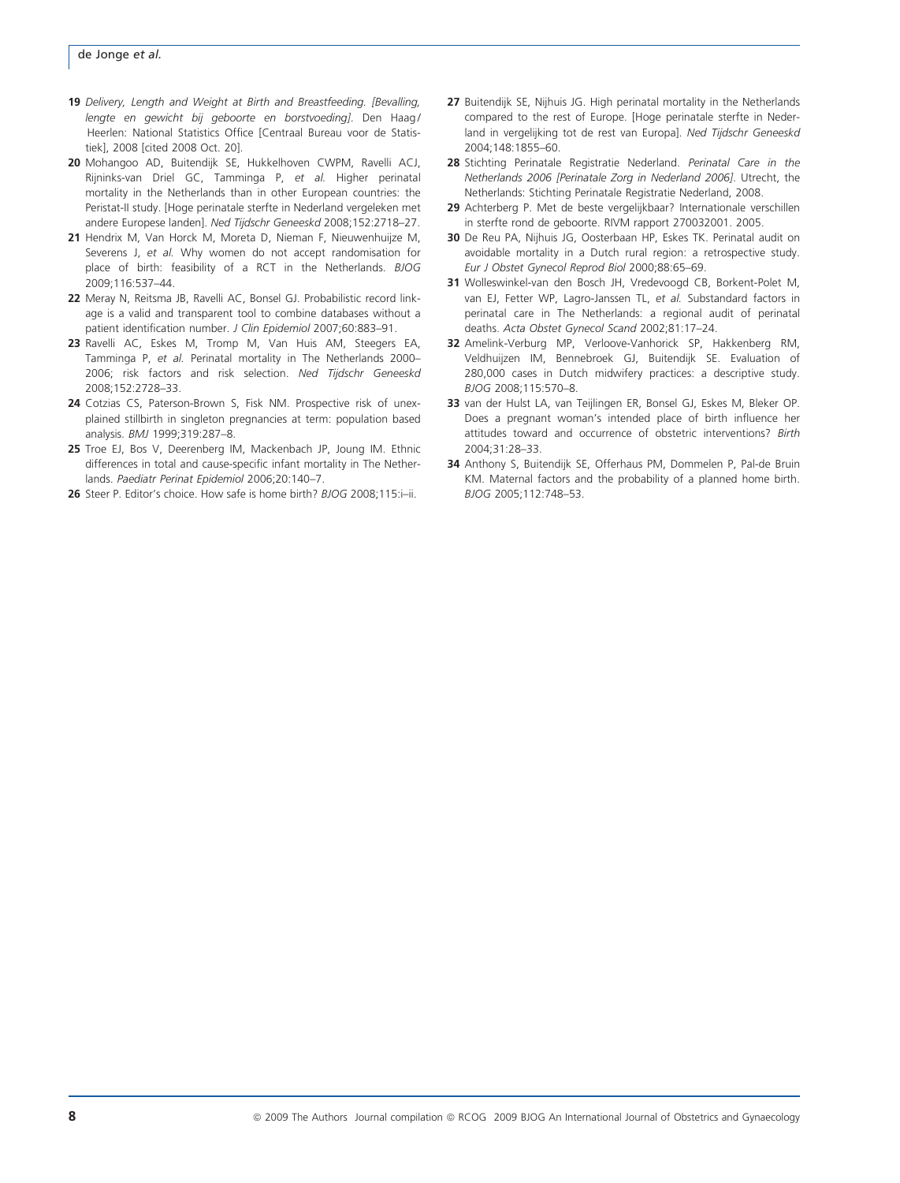19 *Delivery, Length and Weight at Birth and Breastfeeding. [Bevalling, lengte en gewicht bij geboorte en borstvoeding]*. Den Haag/ Heerlen: National Statistics Office [Centraal Bureau voor de Statistiek], 2008 [cited 2008 Oct. 20].

20 Mohangoo AD, Buitendijk SE, Hukkelhoven CWPM, Ravelli ACJ, Rijninks-van Driel GC, Tamminga P, *et al.* Higher perinatal mortality in the Netherlands than in other European countries: the Peristat-II study. [Hoge perinatale sterfte in Nederland vergeleken met andere Europese landen]. *Ned Tijdschr Geneeskd* 2008;152:2718–27.

21 Hendrix M, Van Horck M, Moreta D, Nieman F, Nieuwenhuijze M, Severens J, *et al.* Why women do not accept randomisation for place of birth: feasibility of a RCT in the Netherlands. *BJOG* 2009;116:537–44.

22 Meray N, Reitsma JB, Ravelli AC, Bonsel GJ. Probabilistic record linkage is a valid and transparent tool to combine databases without a patient identification number. *J Clin Epidemiol* 2007;60:883–91.

23 Ravelli AC, Eskes M, Tromp M, Van Huis AM, Steegers EA, Tamminga P, *et al.* Perinatal mortality in The Netherlands 2000–2006; risk factors and risk selection. *Ned Tijdschr Geneeskd* 2008;152:2728–33.

24 Cotzias CS, Paterson-Brown S, Fisk NM. Prospective risk of unexplained stillbirth in singleton pregnancies at term: population based analysis. *BMJ* 1999;319:287–8.

25 Troe EJ, Bos V, Deerenberg IM, Mackenbach JP, Joung IM. Ethnic differences in total and cause-specific infant mortality in The Netherlands. *Paediatr Perinat Epidemiol* 2006;20:140–7.

26 Steer P. Editor's choice. How safe is home birth? *BJOG* 2008;115:i–ii.

27 Buitendijk SE, Nijhuis JG. High perinatal mortality in the Netherlands compared to the rest of Europe. [Hoge perinatale sterfte in Nederland in vergelijking tot de rest van Europa]. *Ned Tijdschr Geneeskd* 2004;148:1855–60.

28 Stichting Perinatale Registratie Nederland. *Perinatal Care in the Netherlands 2006 [Perinatale Zorg in Nederland 2006]*. Utrecht, the Netherlands: Stichting Perinatale Registratie Nederland, 2008.

29 Achterberg P. Met de beste vergelijkbaar? Internationale verschillen in sterfte rond de geboorte. RIVM rapport 270032001. 2005.

30 De Reu PA, Nijhuis JG, Oosterbaan HP, Eskes TK. Perinatal audit on avoidable mortality in a Dutch rural region: a retrospective study. *Eur J Obstet Gynecol Reprod Biol* 2000;88:65–69.

31 Wolleswinkel-van den Bosch JH, Vredevoogd CB, Borkent-Polet M, van EJ, Fetter WP, Lagro-Janssen TL, *et al.* Substandard factors in perinatal care in The Netherlands: a regional audit of perinatal deaths. *Acta Obstet Gynecol Scand* 2002;81:17–24.

32 Amelink-Verburg MP, Verloove-Vanhorick SP, Hakkenberg RM, Veldhuijzen IM, Bennebroek GJ, Buitendijk SE. Evaluation of 280,000 cases in Dutch midwifery practices: a descriptive study. *BJOG* 2008;115:570–8.

33 van der Hulst LA, van Teijlingen ER, Bonsel GJ, Eskes M, Bleker OP. Does a pregnant woman's intended place of birth influence her attitudes toward and occurrence of obstetric interventions? *Birth* 2004;31:28–33.

34 Anthony S, Buitendijk SE, Offerhaus PM, Dommelen P, Pal-de Bruin KM. Maternal factors and the probability of a planned home birth. *BJOG* 2005;112:748–53.